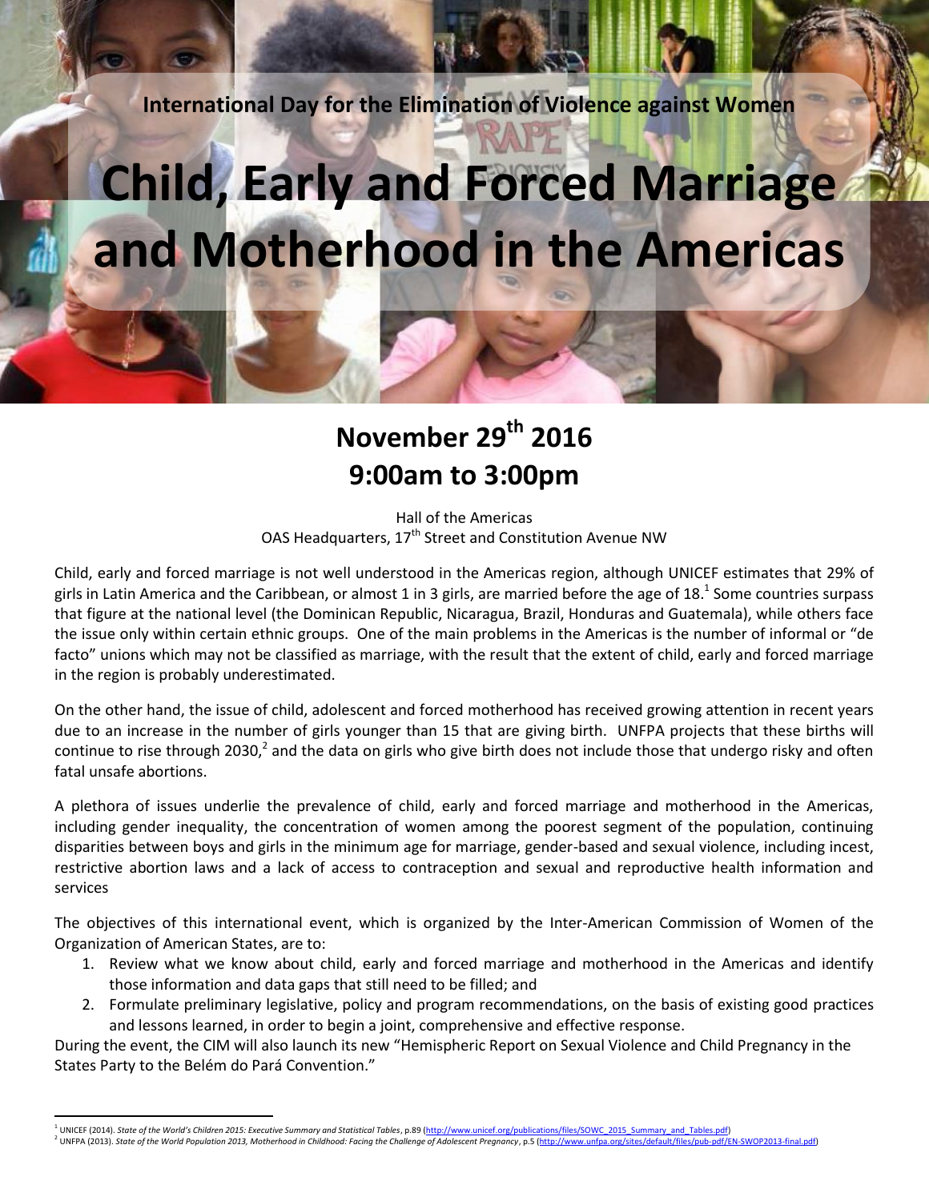International Day for the Elimination of Violence against Women

# Child, Early and Forced Marriage and Motherhood in the Americas

## November 29th 2016
## 9:00am to 3:00pm

Hall of the Americas
OAS Headquarters, 17th Street and Constitution Avenue NW

Child, early and forced marriage is not well understood in the Americas region, although UNICEF estimates that 29% of girls in Latin America and the Caribbean, or almost 1 in 3 girls, are married before the age of 18.[1] Some countries surpass that figure at the national level (the Dominican Republic, Nicaragua, Brazil, Honduras and Guatemala), while others face the issue only within certain ethnic groups. One of the main problems in the Americas is the number of informal or "de facto" unions which may not be classified as marriage, with the result that the extent of child, early and forced marriage in the region is probably underestimated.

On the other hand, the issue of child, adolescent and forced motherhood has received growing attention in recent years due to an increase in the number of girls younger than 15 that are giving birth. UNFPA projects that these births will continue to rise through 2030,[2] and the data on girls who give birth does not include those that undergo risky and often fatal unsafe abortions.

A plethora of issues underlie the prevalence of child, early and forced marriage and motherhood in the Americas, including gender inequality, the concentration of women among the poorest segment of the population, continuing disparities between boys and girls in the minimum age for marriage, gender-based and sexual violence, including incest, restrictive abortion laws and a lack of access to contraception and sexual and reproductive health information and services

The objectives of this international event, which is organized by the Inter-American Commission of Women of the Organization of American States, are to:

1. Review what we know about child, early and forced marriage and motherhood in the Americas and identify those information and data gaps that still need to be filled; and
2. Formulate preliminary legislative, policy and program recommendations, on the basis of existing good practices and lessons learned, in order to begin a joint, comprehensive and effective response.

During the event, the CIM will also launch its new "Hemispheric Report on Sexual Violence and Child Pregnancy in the States Party to the Belém do Pará Convention."

---

[1] UNICEF (2014). *State of the World's Children 2015: Executive Summary and Statistical Tables*, p.89 (http://www.unicef.org/publications/files/SOWC_2015_Summary_and_Tables.pdf)

[2] UNFPA (2013). *State of the World Population 2013, Motherhood in Childhood: Facing the Challenge of Adolescent Pregnancy*, p.5 (http://www.unfpa.org/sites/default/files/pub-pdf/EN-SWOP2013-final.pdf)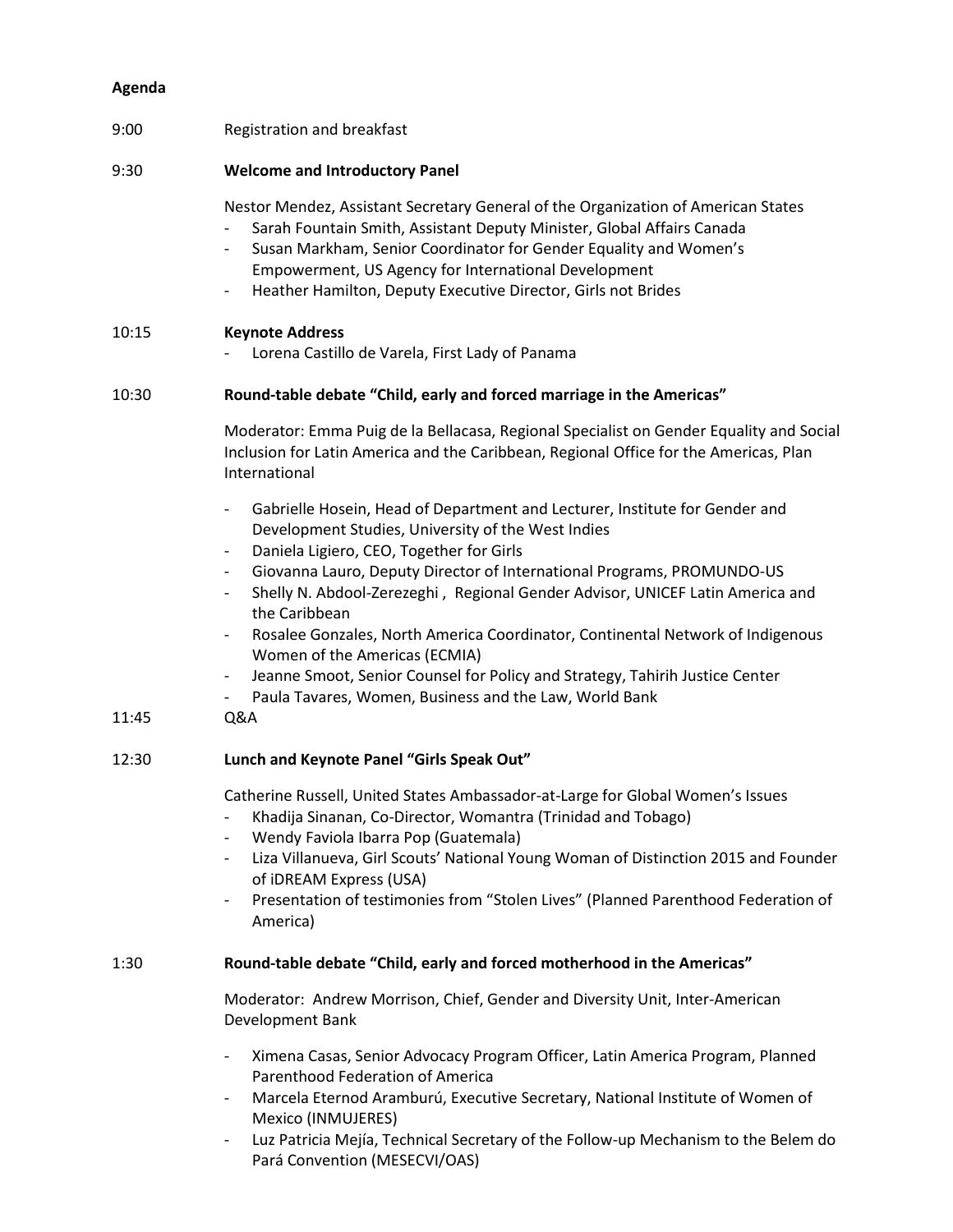**Agenda**

9:00 Registration and breakfast

9:30 **Welcome and Introductory Panel**

Nestor Mendez, Assistant Secretary General of the Organization of American States

- Sarah Fountain Smith, Assistant Deputy Minister, Global Affairs Canada
- Susan Markham, Senior Coordinator for Gender Equality and Women's Empowerment, US Agency for International Development
- Heather Hamilton, Deputy Executive Director, Girls not Brides

10:15 **Keynote Address**

- Lorena Castillo de Varela, First Lady of Panama

10:30 **Round-table debate "Child, early and forced marriage in the Americas"**

Moderator: Emma Puig de la Bellacasa, Regional Specialist on Gender Equality and Social Inclusion for Latin America and the Caribbean, Regional Office for the Americas, Plan International

- Gabrielle Hosein, Head of Department and Lecturer, Institute for Gender and Development Studies, University of the West Indies
- Daniela Ligiero, CEO, Together for Girls
- Giovanna Lauro, Deputy Director of International Programs, PROMUNDO-US
- Shelly N. Abdool-Zerezeghi , Regional Gender Advisor, UNICEF Latin America and the Caribbean
- Rosalee Gonzales, North America Coordinator, Continental Network of Indigenous Women of the Americas (ECMIA)
- Jeanne Smoot, Senior Counsel for Policy and Strategy, Tahirih Justice Center
- Paula Tavares, Women, Business and the Law, World Bank

11:45 Q&A

12:30 **Lunch and Keynote Panel "Girls Speak Out"**

Catherine Russell, United States Ambassador-at-Large for Global Women's Issues

- Khadija Sinanan, Co-Director, Womantra (Trinidad and Tobago)
- Wendy Faviola Ibarra Pop (Guatemala)
- Liza Villanueva, Girl Scouts' National Young Woman of Distinction 2015 and Founder of iDREAM Express (USA)
- Presentation of testimonies from "Stolen Lives" (Planned Parenthood Federation of America)

1:30 **Round-table debate "Child, early and forced motherhood in the Americas"**

Moderator: Andrew Morrison, Chief, Gender and Diversity Unit, Inter-American Development Bank

- Ximena Casas, Senior Advocacy Program Officer, Latin America Program, Planned Parenthood Federation of America
- Marcela Eternod Aramburú, Executive Secretary, National Institute of Women of Mexico (INMUJERES)
- Luz Patricia Mejía, Technical Secretary of the Follow-up Mechanism to the Belem do Pará Convention (MESECVI/OAS)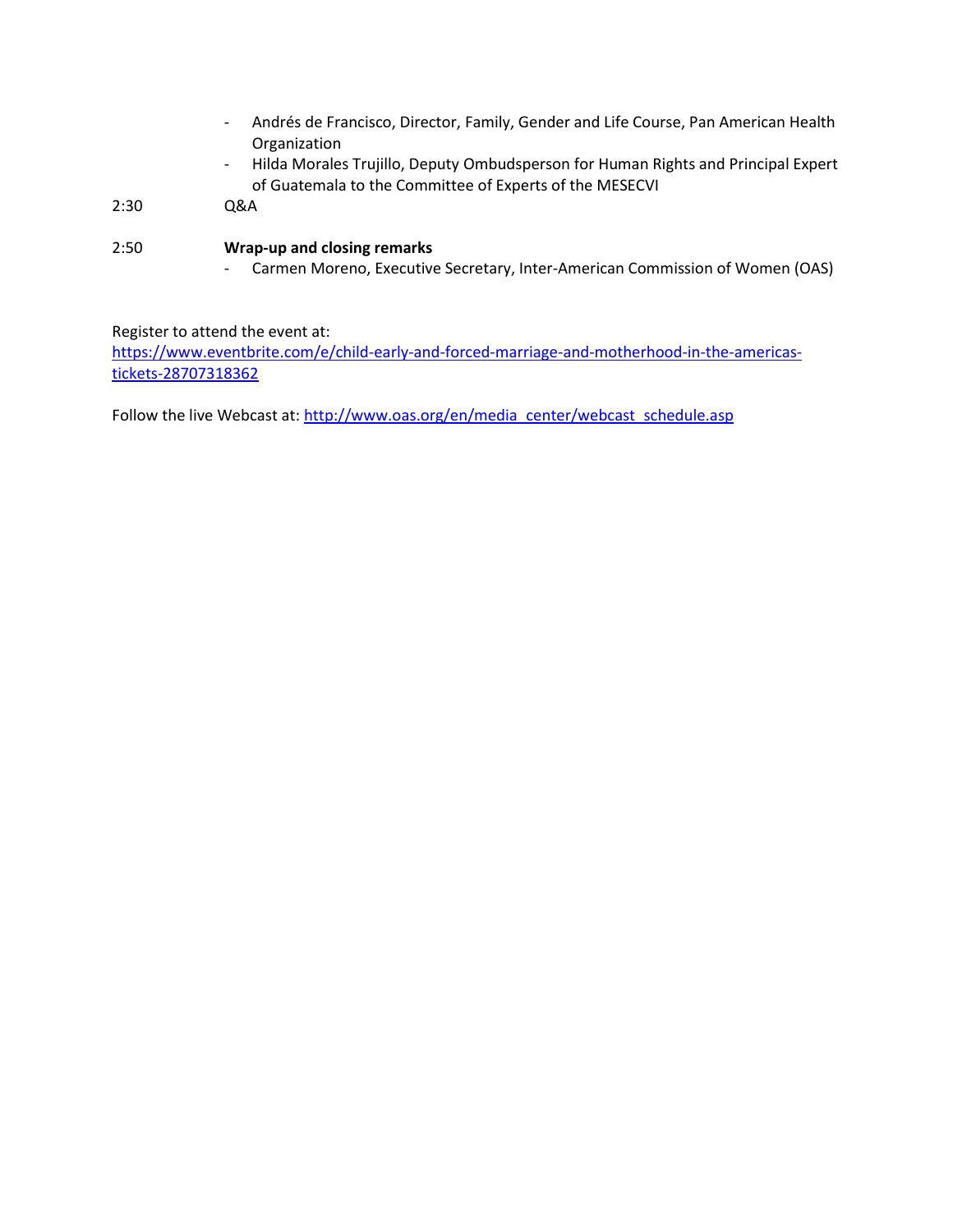- Andrés de Francisco, Director, Family, Gender and Life Course, Pan American Health Organization
- Hilda Morales Trujillo, Deputy Ombudsperson for Human Rights and Principal Expert of Guatemala to the Committee of Experts of the MESECVI

2:30 Q&A

2:50 **Wrap-up and closing remarks**

- Carmen Moreno, Executive Secretary, Inter-American Commission of Women (OAS)

Register to attend the event at:
https://www.eventbrite.com/e/child-early-and-forced-marriage-and-motherhood-in-the-americas-tickets-28707318362

Follow the live Webcast at: http://www.oas.org/en/media_center/webcast_schedule.asp